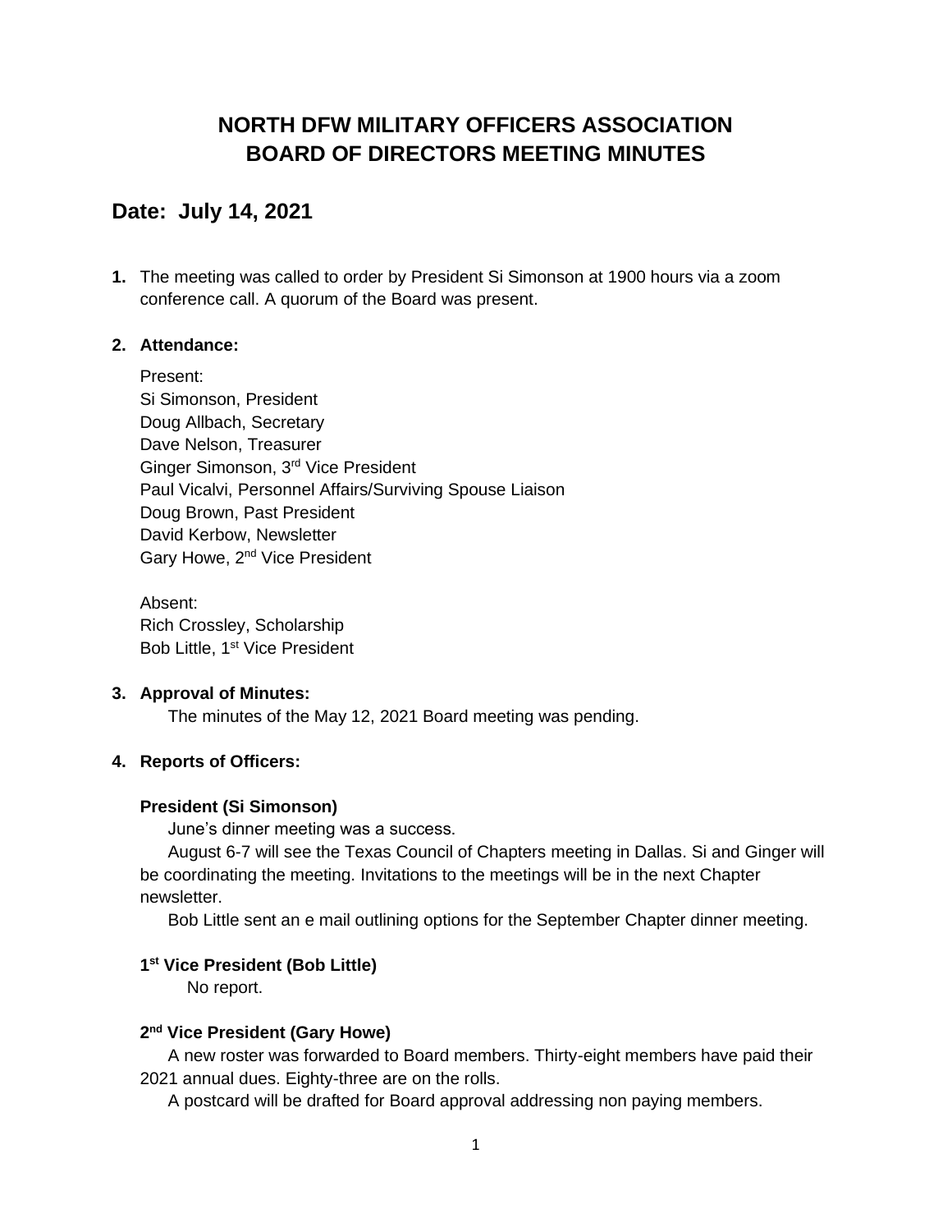# NORTH DFW MILITARY OFFICERS ASSOCIATION
# BOARD OF DIRECTORS MEETING MINUTES

## Date: July 14, 2021

**1.** The meeting was called to order by President Si Simonson at 1900 hours via a zoom conference call. A quorum of the Board was present.

**2. Attendance:**

Present:
Si Simonson, President
Doug Allbach, Secretary
Dave Nelson, Treasurer
Ginger Simonson, 3rd Vice President
Paul Vicalvi, Personnel Affairs/Surviving Spouse Liaison
Doug Brown, Past President
David Kerbow, Newsletter
Gary Howe, 2nd Vice President

Absent:
Rich Crossley, Scholarship
Bob Little, 1st Vice President

**3. Approval of Minutes:**

The minutes of the May 12, 2021 Board meeting was pending.

**4. Reports of Officers:**

**President (Si Simonson)**

June's dinner meeting was a success.

August 6-7 will see the Texas Council of Chapters meeting in Dallas. Si and Ginger will be coordinating the meeting. Invitations to the meetings will be in the next Chapter newsletter.

Bob Little sent an e mail outlining options for the September Chapter dinner meeting.

**1st Vice President (Bob Little)**

No report.

**2nd Vice President (Gary Howe)**

A new roster was forwarded to Board members. Thirty-eight members have paid their 2021 annual dues. Eighty-three are on the rolls.

A postcard will be drafted for Board approval addressing non paying members.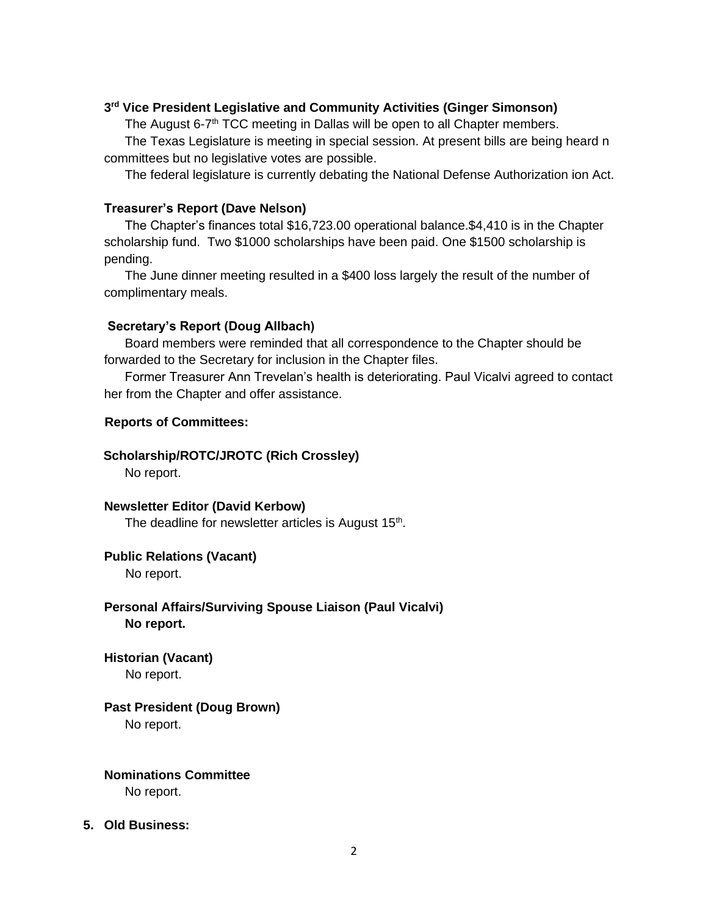### 3rd Vice President Legislative and Community Activities (Ginger Simonson)

The August 6-7th TCC meeting in Dallas will be open to all Chapter members.

The Texas Legislature is meeting in special session. At present bills are being heard n committees but no legislative votes are possible.

The federal legislature is currently debating the National Defense Authorization ion Act.

### Treasurer's Report (Dave Nelson)

The Chapter's finances total $16,723.00 operational balance.$4,410 is in the Chapter scholarship fund. Two $1000 scholarships have been paid. One $1500 scholarship is pending.

The June dinner meeting resulted in a $400 loss largely the result of the number of complimentary meals.

### Secretary's Report (Doug Allbach)

Board members were reminded that all correspondence to the Chapter should be forwarded to the Secretary for inclusion in the Chapter files.

Former Treasurer Ann Trevelan's health is deteriorating. Paul Vicalvi agreed to contact her from the Chapter and offer assistance.

### Reports of Committees:

**Scholarship/ROTC/JROTC (Rich Crossley)**

No report.

**Newsletter Editor (David Kerbow)**

The deadline for newsletter articles is August 15th.

**Public Relations (Vacant)**

No report.

**Personal Affairs/Surviving Spouse Liaison (Paul Vicalvi)**

**No report.**

**Historian (Vacant)**

No report.

**Past President (Doug Brown)**

No report.

**Nominations Committee**

No report.

**5. Old Business:**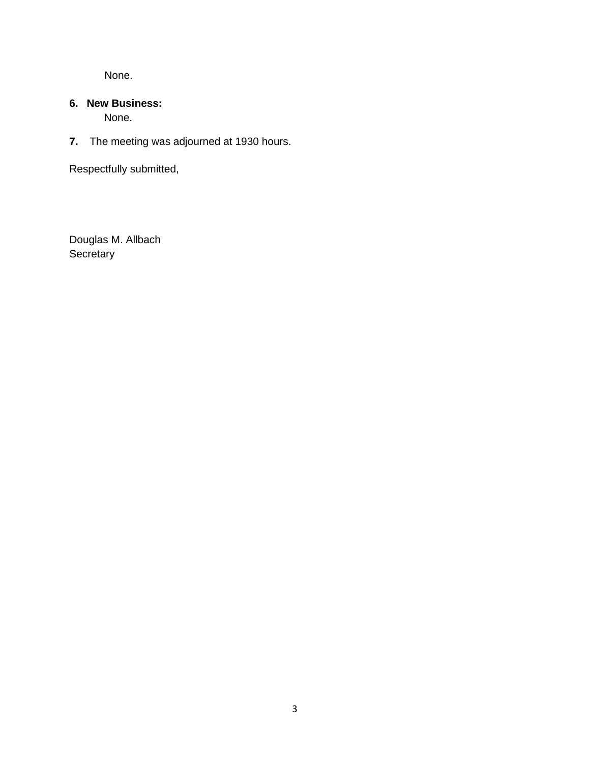None.

**6. New Business:**

None.

**7.** The meeting was adjourned at 1930 hours.

Respectfully submitted,

Douglas M. Allbach
Secretary